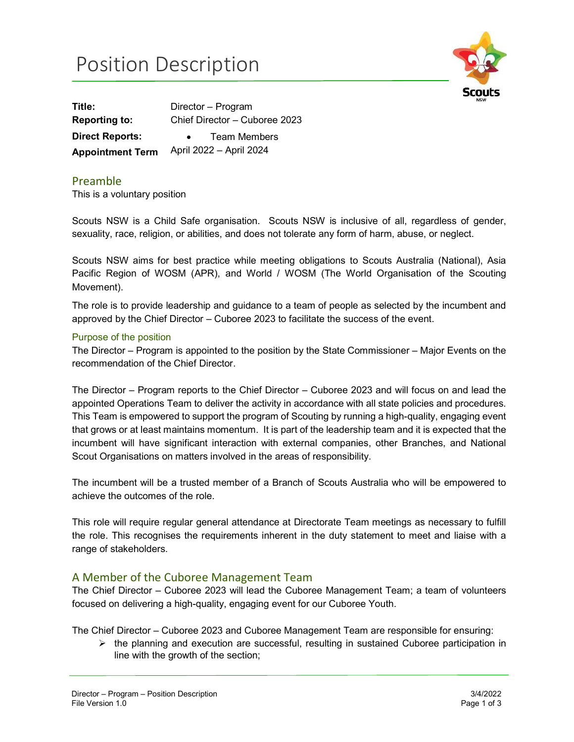# Position Description

| | |
|---|---|
| **Title:** | Director – Program |
| **Reporting to:** | Chief Director – Cuboree 2023 |
| **Direct Reports:** | • Team Members |
| **Appointment Term** | April 2022 – April 2024 |

## Preamble

This is a voluntary position

Scouts NSW is a Child Safe organisation. Scouts NSW is inclusive of all, regardless of gender, sexuality, race, religion, or abilities, and does not tolerate any form of harm, abuse, or neglect.

Scouts NSW aims for best practice while meeting obligations to Scouts Australia (National), Asia Pacific Region of WOSM (APR), and World / WOSM (The World Organisation of the Scouting Movement).

The role is to provide leadership and guidance to a team of people as selected by the incumbent and approved by the Chief Director – Cuboree 2023 to facilitate the success of the event.

### Purpose of the position

The Director – Program is appointed to the position by the State Commissioner – Major Events on the recommendation of the Chief Director.

The Director – Program reports to the Chief Director – Cuboree 2023 and will focus on and lead the appointed Operations Team to deliver the activity in accordance with all state policies and procedures. This Team is empowered to support the program of Scouting by running a high-quality, engaging event that grows or at least maintains momentum. It is part of the leadership team and it is expected that the incumbent will have significant interaction with external companies, other Branches, and National Scout Organisations on matters involved in the areas of responsibility.

The incumbent will be a trusted member of a Branch of Scouts Australia who will be empowered to achieve the outcomes of the role.

This role will require regular general attendance at Directorate Team meetings as necessary to fulfill the role. This recognises the requirements inherent in the duty statement to meet and liaise with a range of stakeholders.

## A Member of the Cuboree Management Team

The Chief Director – Cuboree 2023 will lead the Cuboree Management Team; a team of volunteers focused on delivering a high-quality, engaging event for our Cuboree Youth.

The Chief Director – Cuboree 2023 and Cuboree Management Team are responsible for ensuring:

- the planning and execution are successful, resulting in sustained Cuboree participation in line with the growth of the section;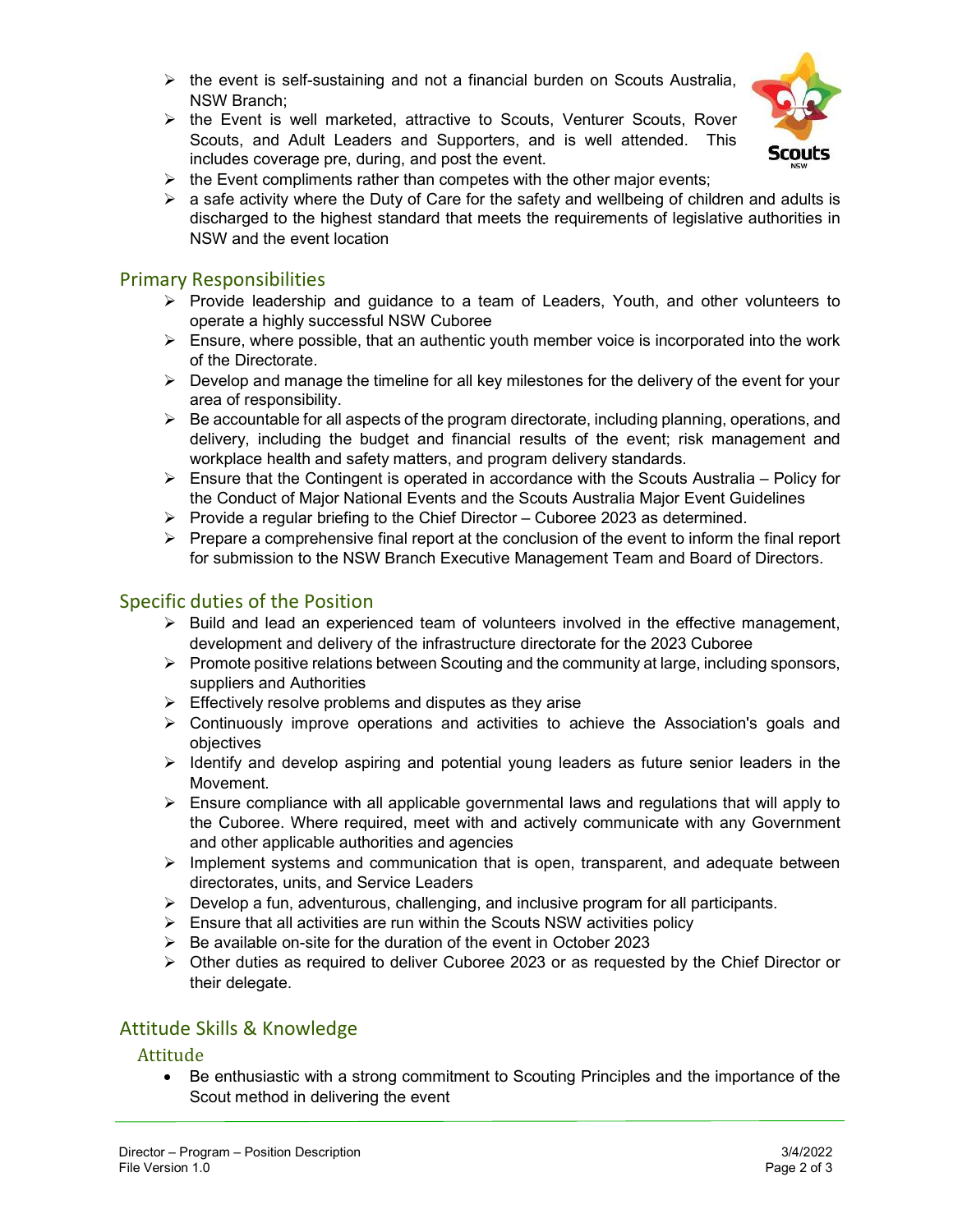- the event is self-sustaining and not a financial burden on Scouts Australia, NSW Branch;
- the Event is well marketed, attractive to Scouts, Venturer Scouts, Rover Scouts, and Adult Leaders and Supporters, and is well attended. This includes coverage pre, during, and post the event.
- the Event compliments rather than competes with the other major events;
- a safe activity where the Duty of Care for the safety and wellbeing of children and adults is discharged to the highest standard that meets the requirements of legislative authorities in NSW and the event location

## Primary Responsibilities

- Provide leadership and guidance to a team of Leaders, Youth, and other volunteers to operate a highly successful NSW Cuboree
- Ensure, where possible, that an authentic youth member voice is incorporated into the work of the Directorate.
- Develop and manage the timeline for all key milestones for the delivery of the event for your area of responsibility.
- Be accountable for all aspects of the program directorate, including planning, operations, and delivery, including the budget and financial results of the event; risk management and workplace health and safety matters, and program delivery standards.
- Ensure that the Contingent is operated in accordance with the Scouts Australia – Policy for the Conduct of Major National Events and the Scouts Australia Major Event Guidelines
- Provide a regular briefing to the Chief Director – Cuboree 2023 as determined.
- Prepare a comprehensive final report at the conclusion of the event to inform the final report for submission to the NSW Branch Executive Management Team and Board of Directors.

## Specific duties of the Position

- Build and lead an experienced team of volunteers involved in the effective management, development and delivery of the infrastructure directorate for the 2023 Cuboree
- Promote positive relations between Scouting and the community at large, including sponsors, suppliers and Authorities
- Effectively resolve problems and disputes as they arise
- Continuously improve operations and activities to achieve the Association's goals and objectives
- Identify and develop aspiring and potential young leaders as future senior leaders in the Movement.
- Ensure compliance with all applicable governmental laws and regulations that will apply to the Cuboree. Where required, meet with and actively communicate with any Government and other applicable authorities and agencies
- Implement systems and communication that is open, transparent, and adequate between directorates, units, and Service Leaders
- Develop a fun, adventurous, challenging, and inclusive program for all participants.
- Ensure that all activities are run within the Scouts NSW activities policy
- Be available on-site for the duration of the event in October 2023
- Other duties as required to deliver Cuboree 2023 or as requested by the Chief Director or their delegate.

## Attitude Skills & Knowledge

### Attitude

- Be enthusiastic with a strong commitment to Scouting Principles and the importance of the Scout method in delivering the event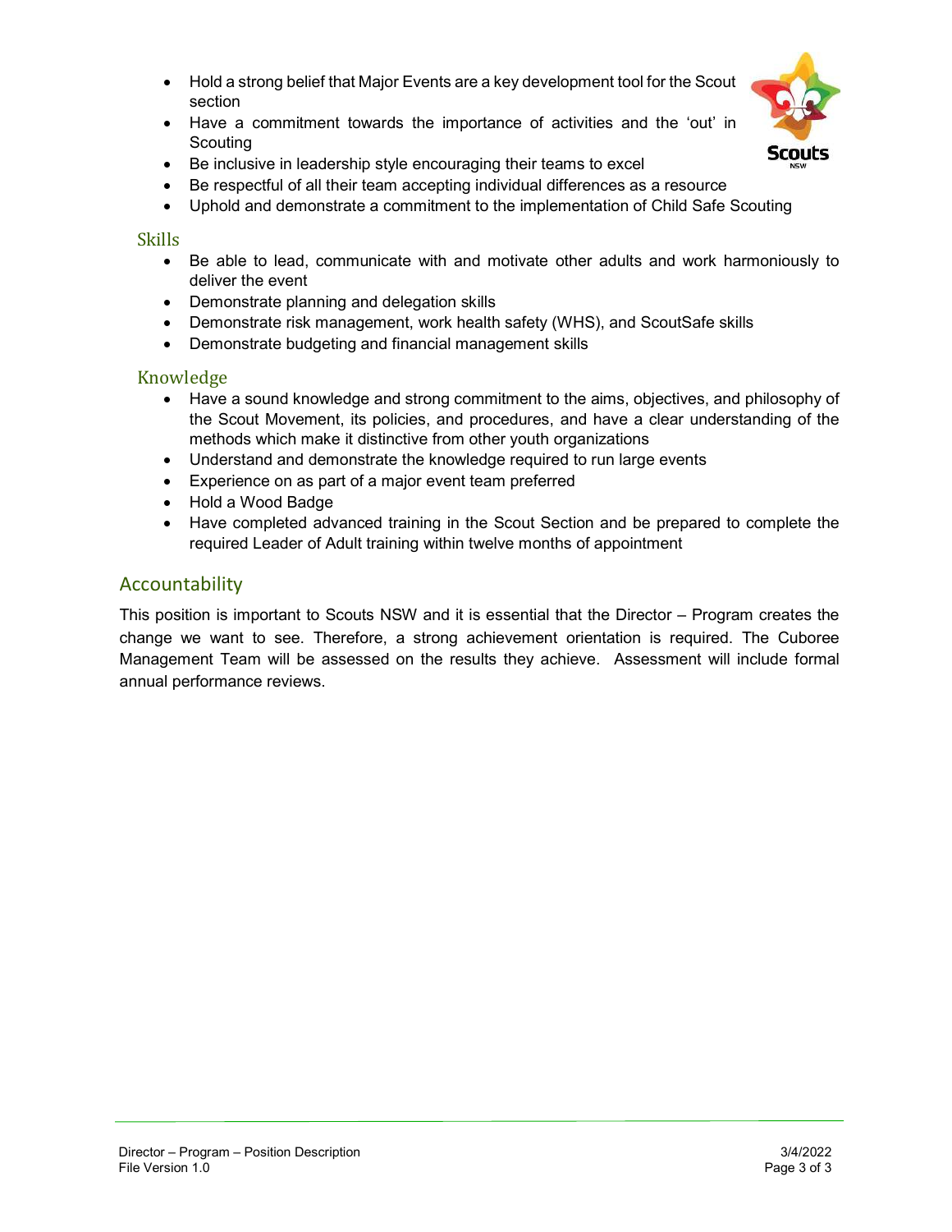- Hold a strong belief that Major Events are a key development tool for the Scout section
- Have a commitment towards the importance of activities and the 'out' in Scouting
- Be inclusive in leadership style encouraging their teams to excel
- Be respectful of all their team accepting individual differences as a resource
- Uphold and demonstrate a commitment to the implementation of Child Safe Scouting

### Skills

- Be able to lead, communicate with and motivate other adults and work harmoniously to deliver the event
- Demonstrate planning and delegation skills
- Demonstrate risk management, work health safety (WHS), and ScoutSafe skills
- Demonstrate budgeting and financial management skills

### Knowledge

- Have a sound knowledge and strong commitment to the aims, objectives, and philosophy of the Scout Movement, its policies, and procedures, and have a clear understanding of the methods which make it distinctive from other youth organizations
- Understand and demonstrate the knowledge required to run large events
- Experience on as part of a major event team preferred
- Hold a Wood Badge
- Have completed advanced training in the Scout Section and be prepared to complete the required Leader of Adult training within twelve months of appointment

## Accountability

This position is important to Scouts NSW and it is essential that the Director – Program creates the change we want to see. Therefore, a strong achievement orientation is required. The Cuboree Management Team will be assessed on the results they achieve. Assessment will include formal annual performance reviews.